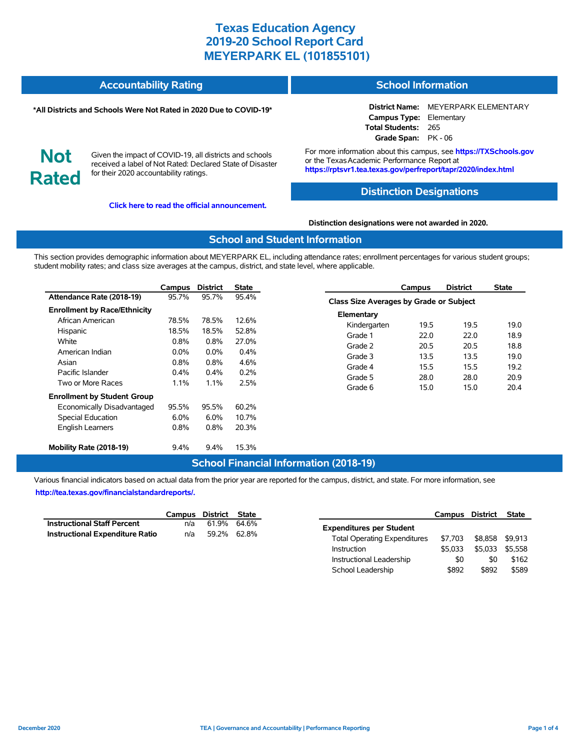# Texas Education Agency
# 2019-20 School Report Card
# MEYERPARK EL (101855101)

## Accountability Rating

***All Districts and Schools Were Not Rated in 2020 Due to COVID-19***

**Not Rated**

Given the impact of COVID-19, all districts and schools received a label of Not Rated: Declared State of Disaster for their 2020 accountability ratings.

**Click here to read the official announcement.**

## School Information

**District Name:** MEYERPARK ELEMENTARY
**Campus Type:** Elementary
**Total Students:** 265
**Grade Span:** PK - 06

For more information about this campus, see **https://TXSchools.gov** or the Texas Academic Performance Report at **https://rptsvr1.tea.texas.gov/perfreport/tapr/2020/index.html**

## Distinction Designations

**Distinction designations were not awarded in 2020.**

## School and Student Information

This section provides demographic information about MEYERPARK EL, including attendance rates; enrollment percentages for various student groups; student mobility rates; and class size averages at the campus, district, and state level, where applicable.

| | Campus | District | State |
|---|---|---|---|
| **Attendance Rate (2018-19)** | 95.7% | 95.7% | 95.4% |
| **Enrollment by Race/Ethnicity** | | | |
| African American | 78.5% | 78.5% | 12.6% |
| Hispanic | 18.5% | 18.5% | 52.8% |
| White | 0.8% | 0.8% | 27.0% |
| American Indian | 0.0% | 0.0% | 0.4% |
| Asian | 0.8% | 0.8% | 4.6% |
| Pacific Islander | 0.4% | 0.4% | 0.2% |
| Two or More Races | 1.1% | 1.1% | 2.5% |
| **Enrollment by Student Group** | | | |
| Economically Disadvantaged | 95.5% | 95.5% | 60.2% |
| Special Education | 6.0% | 6.0% | 10.7% |
| English Learners | 0.8% | 0.8% | 20.3% |
| **Mobility Rate (2018-19)** | 9.4% | 9.4% | 15.3% |

| | Campus | District | State |
|---|---|---|---|
| **Class Size Averages by Grade or Subject** | | | |
| **Elementary** | | | |
| Kindergarten | 19.5 | 19.5 | 19.0 |
| Grade 1 | 22.0 | 22.0 | 18.9 |
| Grade 2 | 20.5 | 20.5 | 18.8 |
| Grade 3 | 13.5 | 13.5 | 19.0 |
| Grade 4 | 15.5 | 15.5 | 19.2 |
| Grade 5 | 28.0 | 28.0 | 20.9 |
| Grade 6 | 15.0 | 15.0 | 20.4 |

## School Financial Information (2018-19)

Various financial indicators based on actual data from the prior year are reported for the campus, district, and state. For more information, see **http://tea.texas.gov/financialstandardreports/.**

| | Campus | District | State |
|---|---|---|---|
| **Instructional Staff Percent** | n/a | 61.9% | 64.6% |
| **Instructional Expenditure Ratio** | n/a | 59.2% | 62.8% |

| | Campus | District | State |
|---|---|---|---|
| **Expenditures per Student** | | | |
| Total Operating Expenditures | $7,703 | $8,858 | $9,913 |
| Instruction | $5,033 | $5,033 | $5,558 |
| Instructional Leadership | $0 | $0 | $162 |
| School Leadership | $892 | $892 | $589 |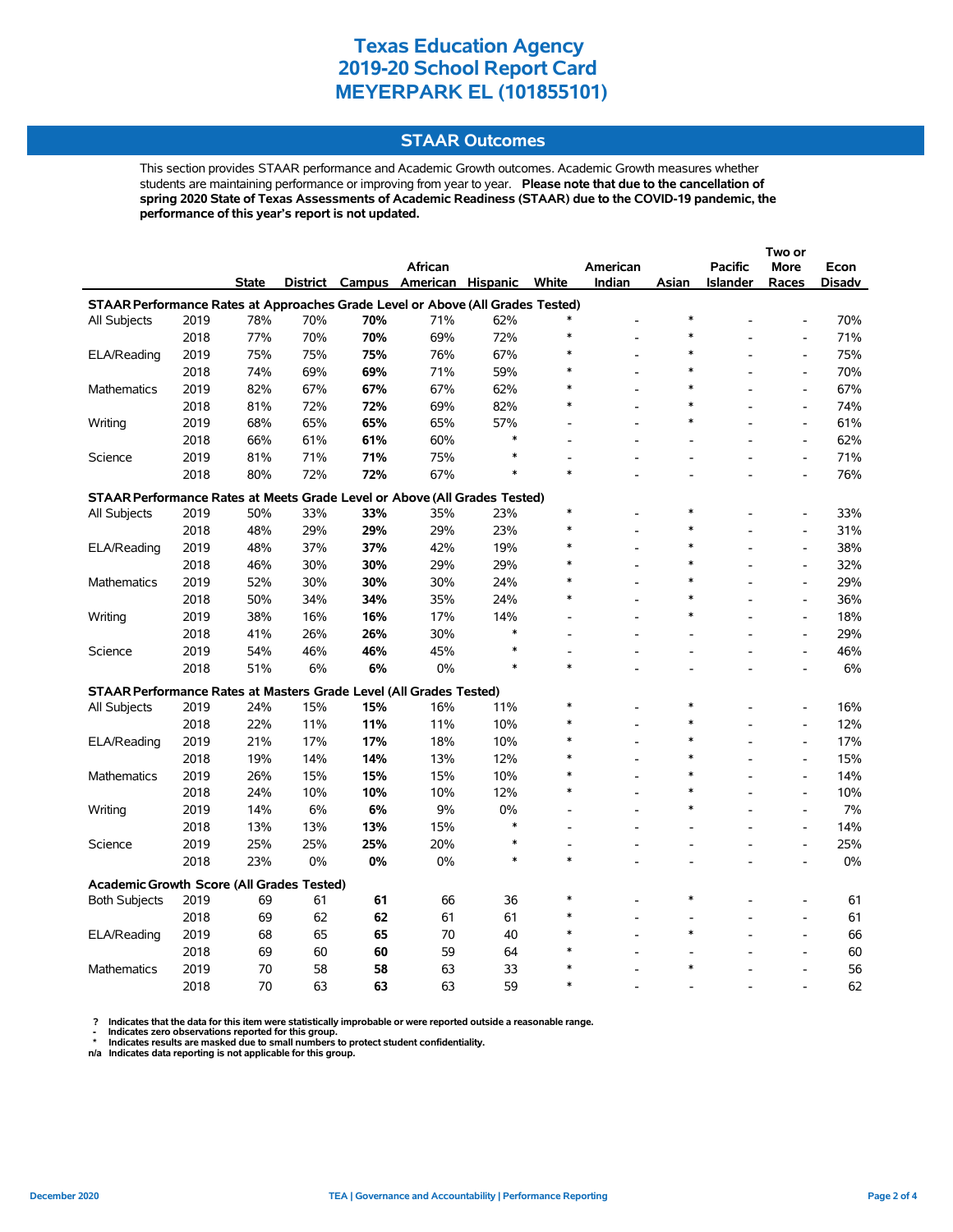# Texas Education Agency
# 2019-20 School Report Card
# MEYERPARK EL (101855101)

## STAAR Outcomes

This section provides STAAR performance and Academic Growth outcomes. Academic Growth measures whether students are maintaining performance or improving from year to year. **Please note that due to the cancellation of spring 2020 State of Texas Assessments of Academic Readiness (STAAR) due to the COVID-19 pandemic, the performance of this year's report is not updated.**

| | | State | District | Campus | African American | Hispanic | White | American Indian | Asian | Pacific Islander | Two or More Races | Econ Disadv |
|---|---|---|---|---|---|---|---|---|---|---|---|---|
| **STAAR Performance Rates at Approaches Grade Level or Above (All Grades Tested)** | | | | | | | | | | | | |
| All Subjects | 2019 | 78% | 70% | **70%** | 71% | 62% | * | - | * | - | - | 70% |
| | 2018 | 77% | 70% | **70%** | 69% | 72% | * | - | * | - | - | 71% |
| ELA/Reading | 2019 | 75% | 75% | **75%** | 76% | 67% | * | - | * | - | - | 75% |
| | 2018 | 74% | 69% | **69%** | 71% | 59% | * | - | * | - | - | 70% |
| Mathematics | 2019 | 82% | 67% | **67%** | 67% | 62% | * | - | * | - | - | 67% |
| | 2018 | 81% | 72% | **72%** | 69% | 82% | * | - | * | - | - | 74% |
| Writing | 2019 | 68% | 65% | **65%** | 65% | 57% | - | - | * | - | - | 61% |
| | 2018 | 66% | 61% | **61%** | 60% | * | - | - | - | - | - | 62% |
| Science | 2019 | 81% | 71% | **71%** | 75% | * | - | - | - | - | - | 71% |
| | 2018 | 80% | 72% | **72%** | 67% | * | * | - | - | - | - | 76% |
| **STAAR Performance Rates at Meets Grade Level or Above (All Grades Tested)** | | | | | | | | | | | | |
| All Subjects | 2019 | 50% | 33% | **33%** | 35% | 23% | * | - | * | - | - | 33% |
| | 2018 | 48% | 29% | **29%** | 29% | 23% | * | - | * | - | - | 31% |
| ELA/Reading | 2019 | 48% | 37% | **37%** | 42% | 19% | * | - | * | - | - | 38% |
| | 2018 | 46% | 30% | **30%** | 29% | 29% | * | - | * | - | - | 32% |
| Mathematics | 2019 | 52% | 30% | **30%** | 30% | 24% | * | - | * | - | - | 29% |
| | 2018 | 50% | 34% | **34%** | 35% | 24% | * | - | * | - | - | 36% |
| Writing | 2019 | 38% | 16% | **16%** | 17% | 14% | - | - | * | - | - | 18% |
| | 2018 | 41% | 26% | **26%** | 30% | * | - | - | - | - | - | 29% |
| Science | 2019 | 54% | 46% | **46%** | 45% | * | - | - | - | - | - | 46% |
| | 2018 | 51% | 6% | **6%** | 0% | * | * | - | - | - | - | 6% |
| **STAAR Performance Rates at Masters Grade Level (All Grades Tested)** | | | | | | | | | | | | |
| All Subjects | 2019 | 24% | 15% | **15%** | 16% | 11% | * | - | * | - | - | 16% |
| | 2018 | 22% | 11% | **11%** | 11% | 10% | * | - | * | - | - | 12% |
| ELA/Reading | 2019 | 21% | 17% | **17%** | 18% | 10% | * | - | * | - | - | 17% |
| | 2018 | 19% | 14% | **14%** | 13% | 12% | * | - | * | - | - | 15% |
| Mathematics | 2019 | 26% | 15% | **15%** | 15% | 10% | * | - | * | - | - | 14% |
| | 2018 | 24% | 10% | **10%** | 10% | 12% | * | - | * | - | - | 10% |
| Writing | 2019 | 14% | 6% | **6%** | 9% | 0% | - | - | * | - | - | 7% |
| | 2018 | 13% | 13% | **13%** | 15% | * | - | - | - | - | - | 14% |
| Science | 2019 | 25% | 25% | **25%** | 20% | * | - | - | - | - | - | 25% |
| | 2018 | 23% | 0% | **0%** | 0% | * | * | - | - | - | - | 0% |
| **Academic Growth Score (All Grades Tested)** | | | | | | | | | | | | |
| Both Subjects | 2019 | 69 | 61 | **61** | 66 | 36 | * | - | * | - | - | 61 |
| | 2018 | 69 | 62 | **62** | 61 | 61 | * | - | - | - | - | 61 |
| ELA/Reading | 2019 | 68 | 65 | **65** | 70 | 40 | * | - | * | - | - | 66 |
| | 2018 | 69 | 60 | **60** | 59 | 64 | * | - | - | - | - | 60 |
| Mathematics | 2019 | 70 | 58 | **58** | 63 | 33 | * | - | * | - | - | 56 |
| | 2018 | 70 | 63 | **63** | 63 | 59 | * | - | - | - | - | 62 |

**?** Indicates that the data for this item were statistically improbable or were reported outside a reasonable range.
**-** Indicates zero observations reported for this group.
**\*** Indicates results are masked due to small numbers to protect student confidentiality.
**n/a** Indicates data reporting is not applicable for this group.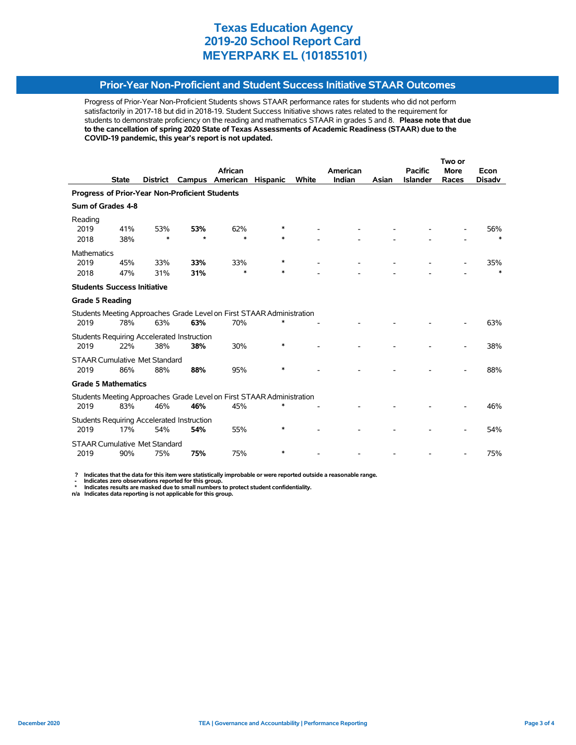# Texas Education Agency
# 2019-20 School Report Card
# MEYERPARK EL (101855101)

## Prior-Year Non-Proficient and Student Success Initiative STAAR Outcomes

Progress of Prior-Year Non-Proficient Students shows STAAR performance rates for students who did not perform satisfactorily in 2017-18 but did in 2018-19. Student Success Initiative shows rates related to the requirement for students to demonstrate proficiency on the reading and mathematics STAAR in grades 5 and 8. **Please note that due to the cancellation of spring 2020 State of Texas Assessments of Academic Readiness (STAAR) due to the COVID-19 pandemic, this year's report is not updated.**

| | State | District | Campus | African American | Hispanic | White | American Indian | Asian | Pacific Islander | Two or More Races | Econ Disadv |
|---|---|---|---|---|---|---|---|---|---|---|---|
| **Progress of Prior-Year Non-Proficient Students** | | | | | | | | | | | |
| **Sum of Grades 4-8** | | | | | | | | | | | |
| Reading | | | | | | | | | | | |
| 2019 | 41% | 53% | **53%** | 62% | * | - | - | - | - | - | 56% |
| 2018 | 38% | * | * | * | * | - | - | - | - | - | * |
| Mathematics | | | | | | | | | | | |
| 2019 | 45% | 33% | **33%** | 33% | * | - | - | - | - | - | 35% |
| 2018 | 47% | 31% | **31%** | * | * | - | - | - | - | - | * |
| **Students Success Initiative** | | | | | | | | | | | |
| **Grade 5 Reading** | | | | | | | | | | | |
| Students Meeting Approaches Grade Level on First STAAR Administration | | | | | | | | | | | |
| 2019 | 78% | 63% | **63%** | 70% | * | - | - | - | - | - | 63% |
| Students Requiring Accelerated Instruction | | | | | | | | | | | |
| 2019 | 22% | 38% | **38%** | 30% | * | - | - | - | - | - | 38% |
| STAAR Cumulative Met Standard | | | | | | | | | | | |
| 2019 | 86% | 88% | **88%** | 95% | * | - | - | - | - | - | 88% |
| **Grade 5 Mathematics** | | | | | | | | | | | |
| Students Meeting Approaches Grade Level on First STAAR Administration | | | | | | | | | | | |
| 2019 | 83% | 46% | **46%** | 45% | * | - | - | - | - | - | 46% |
| Students Requiring Accelerated Instruction | | | | | | | | | | | |
| 2019 | 17% | 54% | **54%** | 55% | * | - | - | - | - | - | 54% |
| STAAR Cumulative Met Standard | | | | | | | | | | | |
| 2019 | 90% | 75% | **75%** | 75% | * | - | - | - | - | - | 75% |

**?** Indicates that the data for this item were statistically improbable or were reported outside a reasonable range.
**-** Indicates zero observations reported for this group.
**\*** Indicates results are masked due to small numbers to protect student confidentiality.
**n/a** Indicates data reporting is not applicable for this group.